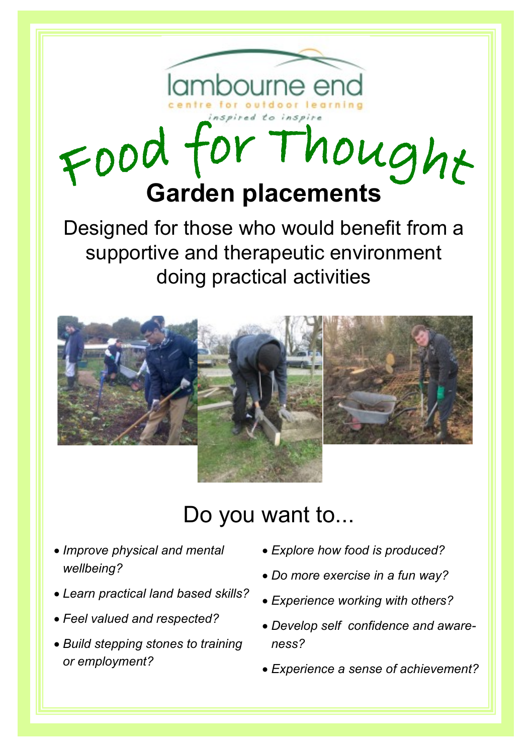lambourne end

centre for outdoor learning

*inspired to inspire*

# Food for Thought

## Garden placements

Designed for those who would benefit from a supportive and therapeutic environment doing practical activities

## Do you want to...

- *Improve physical and mental wellbeing?*
- *Learn practical land based skills?*
- *Feel valued and respected?*
- *Build stepping stones to training or employment?*
- *Explore how food is produced?*
- *Do more exercise in a fun way?*
- *Experience working with others?*
- *Develop self confidence and awareness?*
- *Experience a sense of achievement?*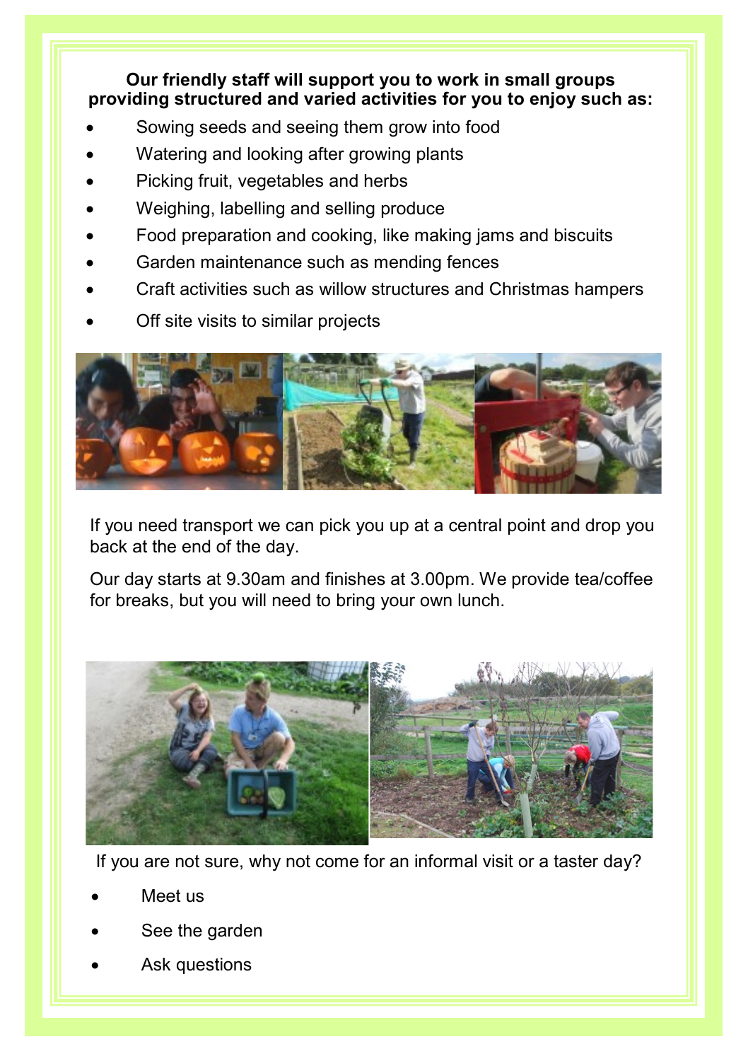**Our friendly staff will support you to work in small groups providing structured and varied activities for you to enjoy such as:**

- Sowing seeds and seeing them grow into food
- Watering and looking after growing plants
- Picking fruit, vegetables and herbs
- Weighing, labelling and selling produce
- Food preparation and cooking, like making jams and biscuits
- Garden maintenance such as mending fences
- Craft activities such as willow structures and Christmas hampers
- Off site visits to similar projects

If you need transport we can pick you up at a central point and drop you back at the end of the day.

Our day starts at 9.30am and finishes at 3.00pm. We provide tea/coffee for breaks, but you will need to bring your own lunch.

If you are not sure, why not come for an informal visit or a taster day?

- Meet us
- See the garden
- Ask questions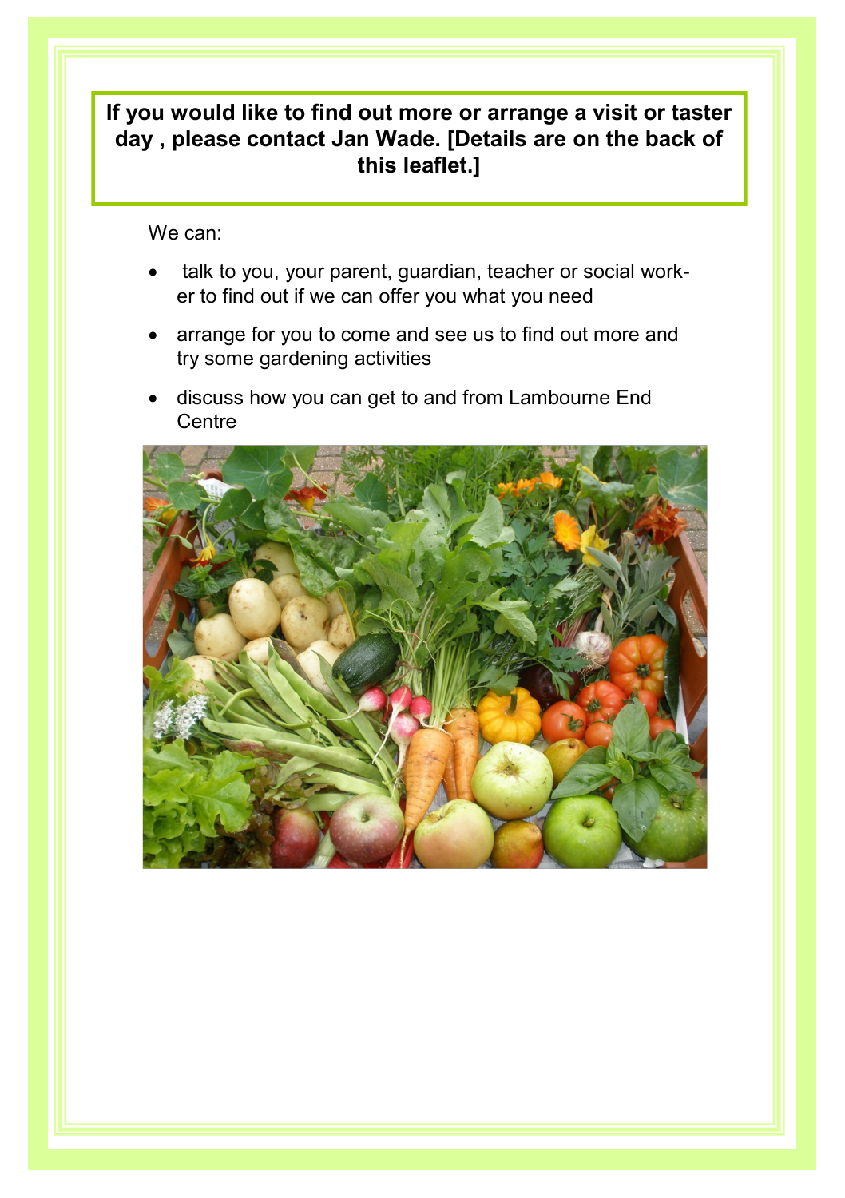**If you would like to find out more or arrange a visit or taster day , please contact Jan Wade. [Details are on the back of this leaflet.]**

We can:

- talk to you, your parent, guardian, teacher or social worker to find out if we can offer you what you need
- arrange for you to come and see us to find out more and try some gardening activities
- discuss how you can get to and from Lambourne End Centre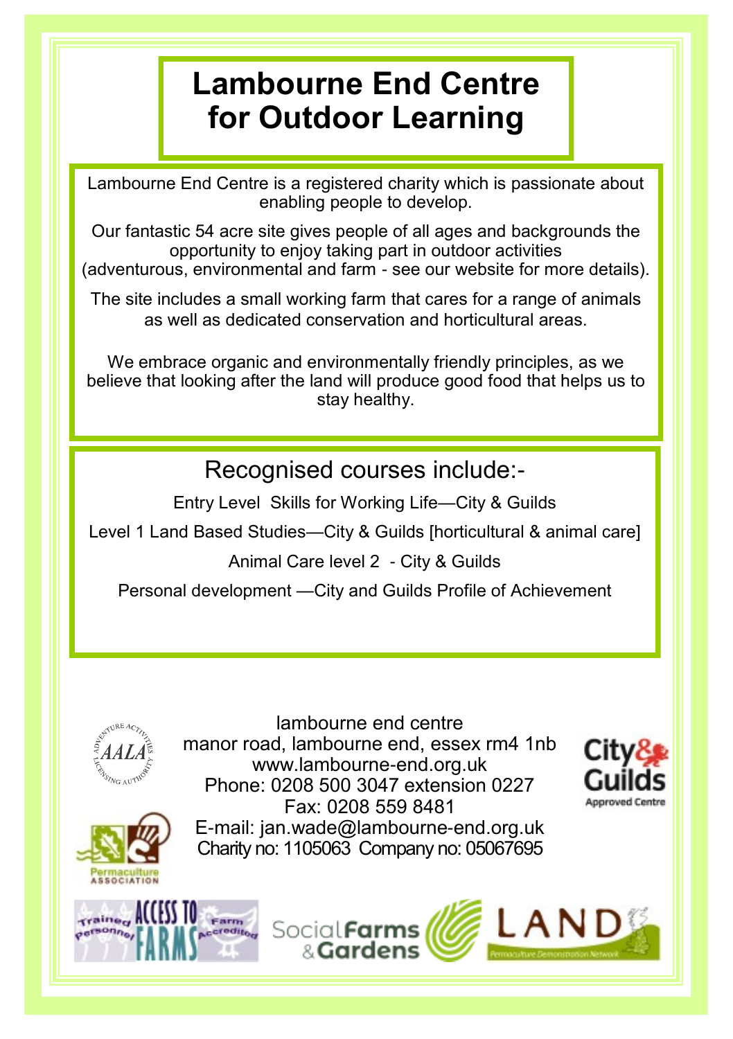# Lambourne End Centre for Outdoor Learning

Lambourne End Centre is a registered charity which is passionate about enabling people to develop.

Our fantastic 54 acre site gives people of all ages and backgrounds the opportunity to enjoy taking part in outdoor activities (adventurous, environmental and farm - see our website for more details).

The site includes a small working farm that cares for a range of animals as well as dedicated conservation and horticultural areas.

We embrace organic and environmentally friendly principles, as we believe that looking after the land will produce good food that helps us to stay healthy.

## Recognised courses include:-

Entry Level Skills for Working Life—City & Guilds

Level 1 Land Based Studies—City & Guilds [horticultural & animal care]

Animal Care level 2 - City & Guilds

Personal development —City and Guilds Profile of Achievement

lambourne end centre
manor road, lambourne end, essex rm4 1nb
www.lambourne-end.org.uk
Phone: 0208 500 3047 extension 0227
Fax: 0208 559 8481
E-mail: jan.wade@lambourne-end.org.uk
Charity no: 1105063 Company no: 05067695